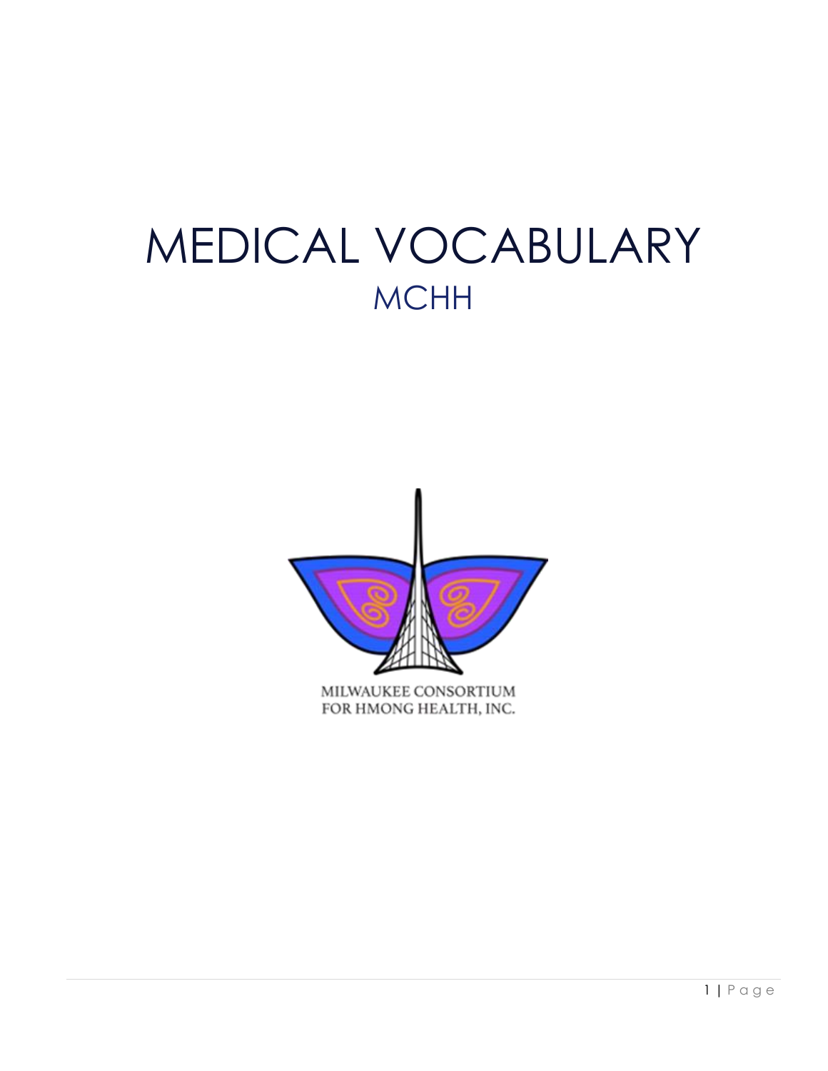# MEDICAL VOCABULARY

## MCHH

MILWAUKEE CONSORTIUM FOR HMONG HEALTH, INC.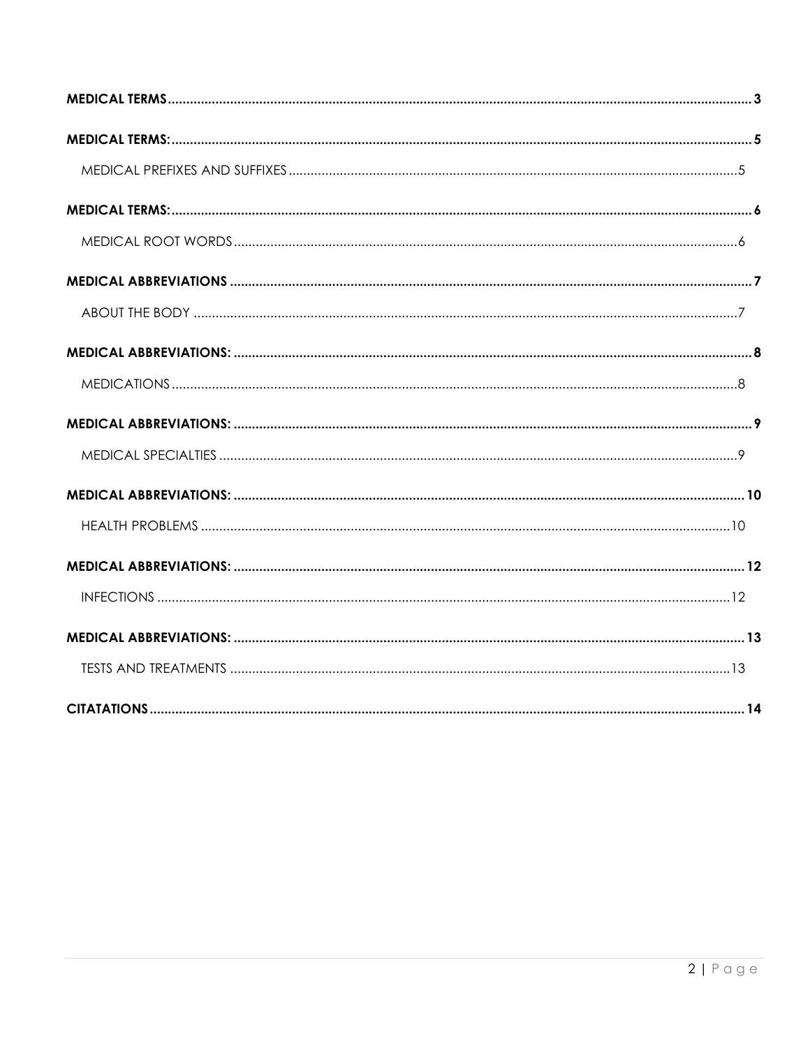**MEDICAL TERMS** .......... **3**

**MEDICAL TERMS:** .......... **5**

MEDICAL PREFIXES AND SUFFIXES .......... 5

**MEDICAL TERMS:** .......... **6**

MEDICAL ROOT WORDS .......... 6

**MEDICAL ABBREVIATIONS** .......... **7**

ABOUT THE BODY .......... 7

**MEDICAL ABBREVIATIONS:** .......... **8**

MEDICATIONS .......... 8

**MEDICAL ABBREVIATIONS:** .......... **9**

MEDICAL SPECIALTIES .......... 9

**MEDICAL ABBREVIATIONS:** .......... **10**

HEALTH PROBLEMS .......... 10

**MEDICAL ABBREVIATIONS:** .......... **12**

INFECTIONS .......... 12

**MEDICAL ABBREVIATIONS:** .......... **13**

TESTS AND TREATMENTS .......... 13

**CITATATIONS** .......... **14**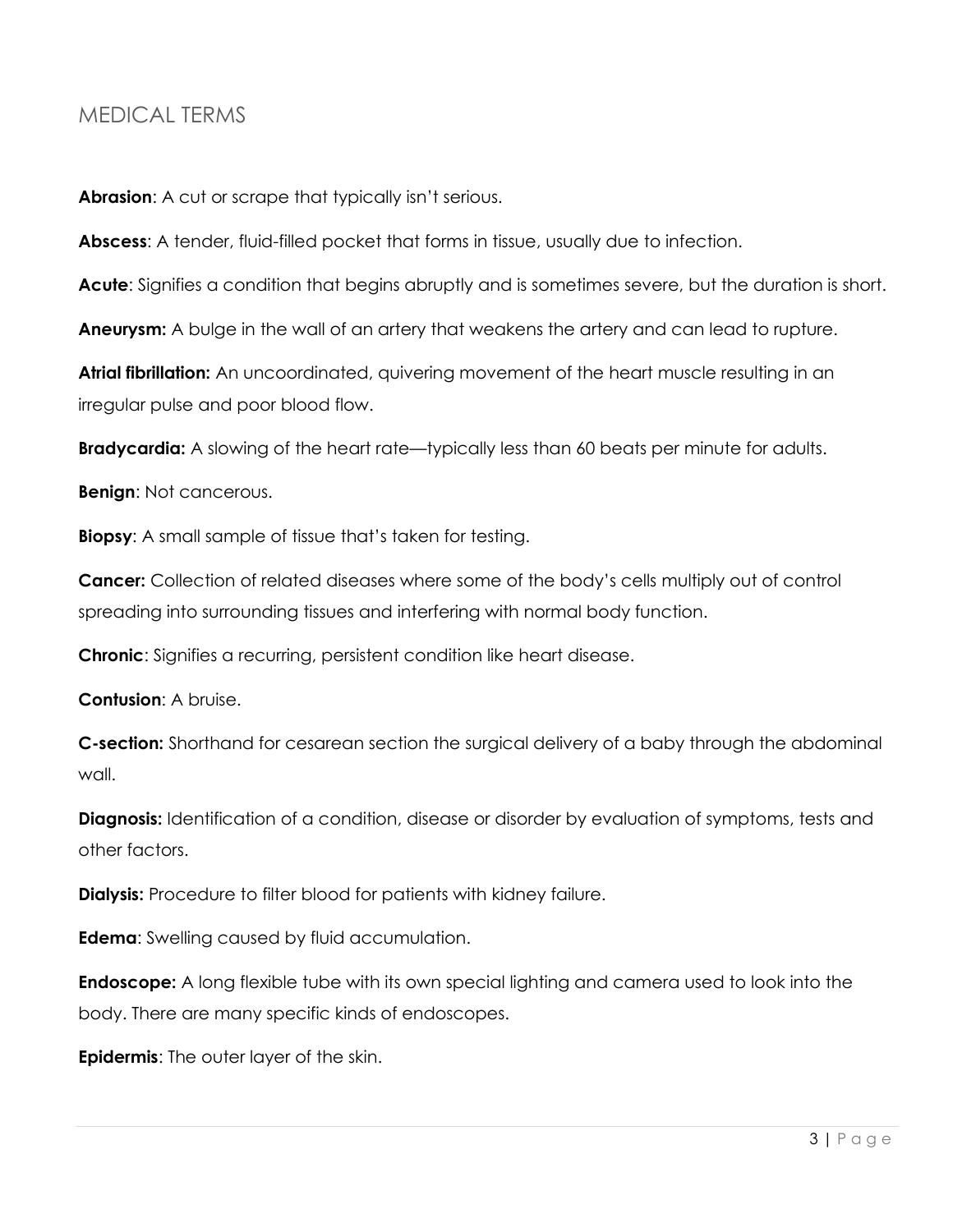## MEDICAL TERMS

**Abrasion**: A cut or scrape that typically isn't serious.

**Abscess**: A tender, fluid-filled pocket that forms in tissue, usually due to infection.

**Acute**: Signifies a condition that begins abruptly and is sometimes severe, but the duration is short.

**Aneurysm:** A bulge in the wall of an artery that weakens the artery and can lead to rupture.

**Atrial fibrillation:** An uncoordinated, quivering movement of the heart muscle resulting in an irregular pulse and poor blood flow.

**Bradycardia:** A slowing of the heart rate—typically less than 60 beats per minute for adults.

**Benign**: Not cancerous.

**Biopsy**: A small sample of tissue that's taken for testing.

**Cancer:** Collection of related diseases where some of the body's cells multiply out of control spreading into surrounding tissues and interfering with normal body function.

**Chronic**: Signifies a recurring, persistent condition like heart disease.

**Contusion**: A bruise.

**C-section:** Shorthand for cesarean section the surgical delivery of a baby through the abdominal wall.

**Diagnosis:** Identification of a condition, disease or disorder by evaluation of symptoms, tests and other factors.

**Dialysis:** Procedure to filter blood for patients with kidney failure.

**Edema**: Swelling caused by fluid accumulation.

**Endoscope:** A long flexible tube with its own special lighting and camera used to look into the body. There are many specific kinds of endoscopes.

**Epidermis**: The outer layer of the skin.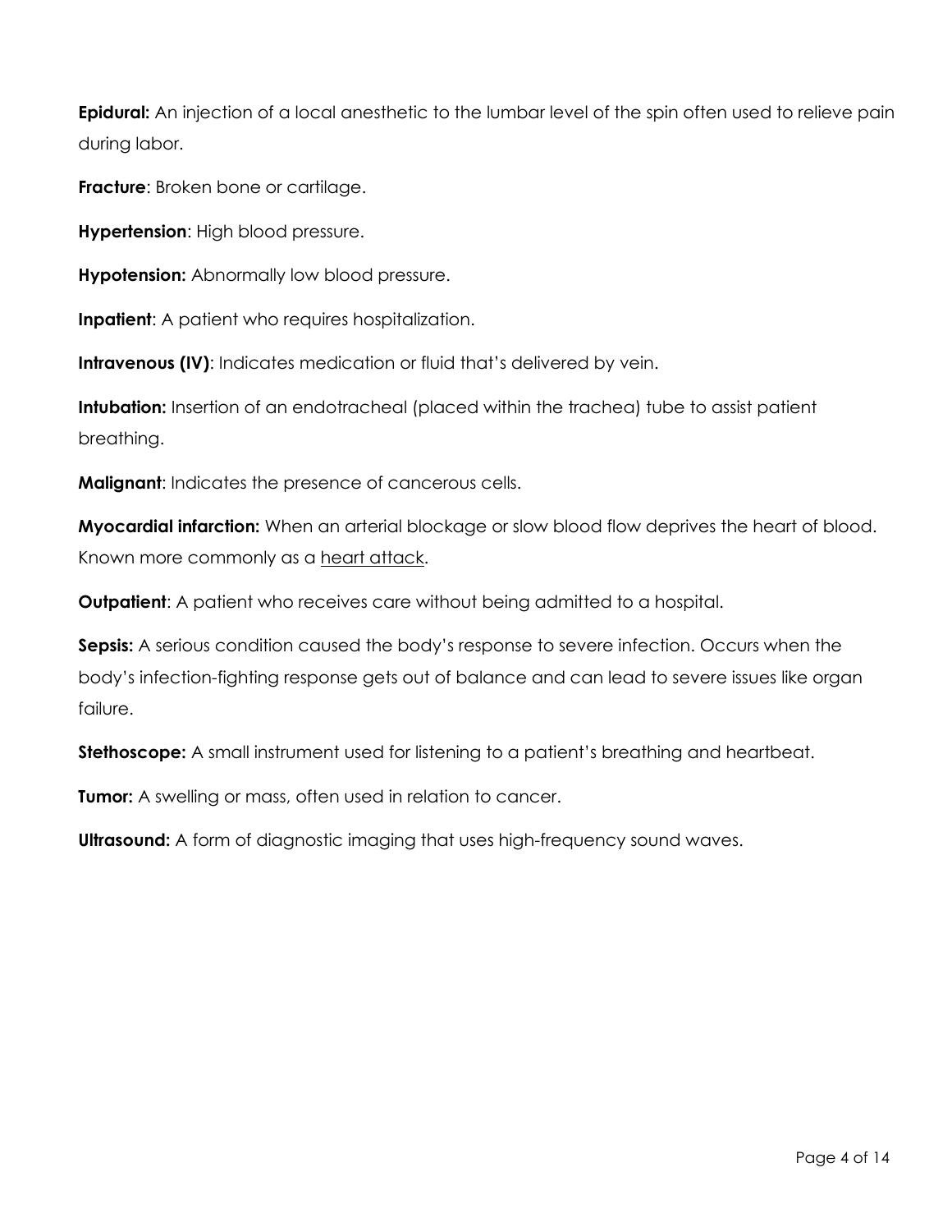**Epidural:** An injection of a local anesthetic to the lumbar level of the spin often used to relieve pain during labor.

**Fracture**: Broken bone or cartilage.

**Hypertension**: High blood pressure.

**Hypotension:** Abnormally low blood pressure.

**Inpatient**: A patient who requires hospitalization.

**Intravenous (IV)**: Indicates medication or fluid that's delivered by vein.

**Intubation:** Insertion of an endotracheal (placed within the trachea) tube to assist patient breathing.

**Malignant**: Indicates the presence of cancerous cells.

**Myocardial infarction:** When an arterial blockage or slow blood flow deprives the heart of blood. Known more commonly as a heart attack.

**Outpatient**: A patient who receives care without being admitted to a hospital.

**Sepsis:** A serious condition caused the body's response to severe infection. Occurs when the body's infection-fighting response gets out of balance and can lead to severe issues like organ failure.

**Stethoscope:** A small instrument used for listening to a patient's breathing and heartbeat.

**Tumor:** A swelling or mass, often used in relation to cancer.

**Ultrasound:** A form of diagnostic imaging that uses high-frequency sound waves.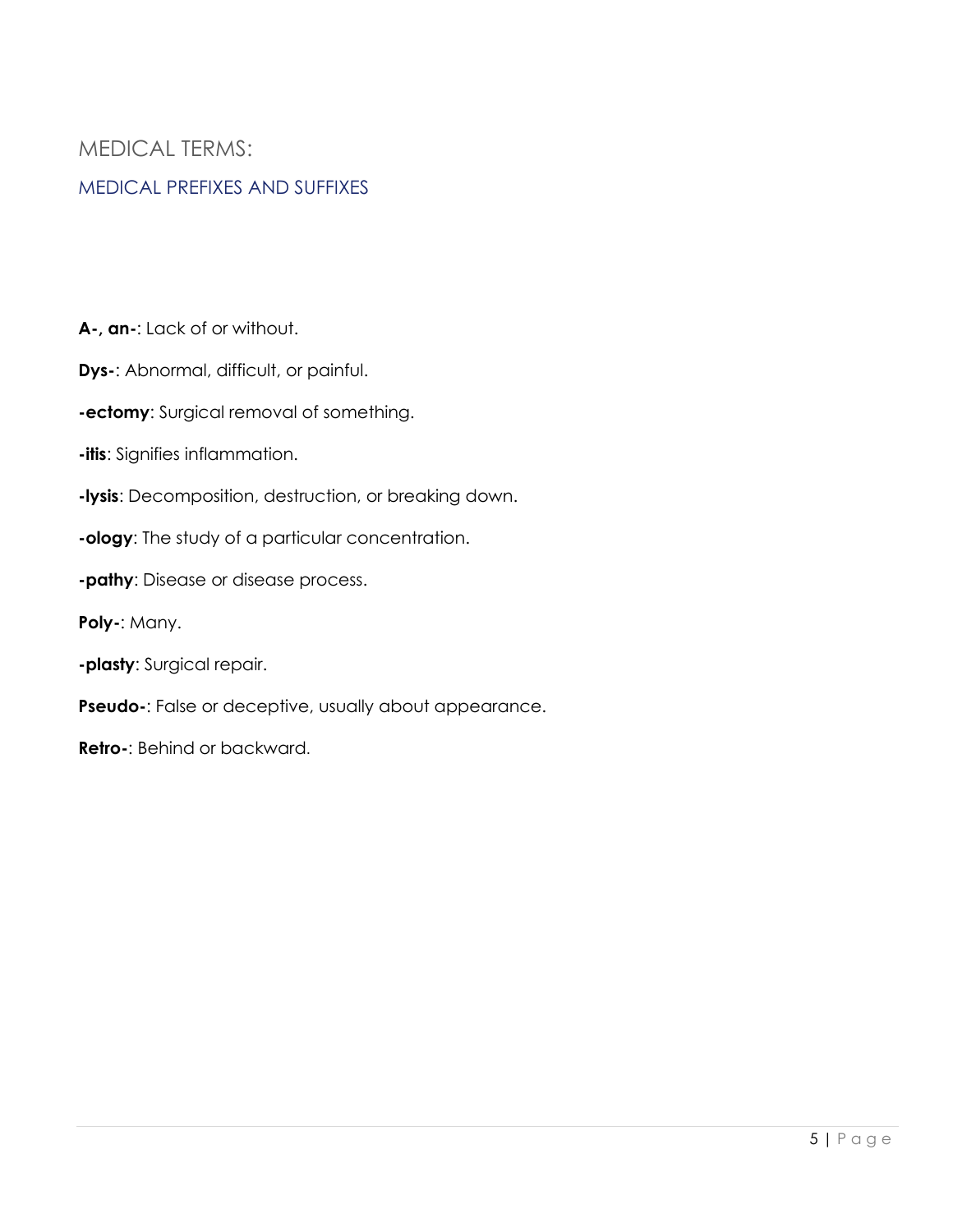# MEDICAL TERMS:

## MEDICAL PREFIXES AND SUFFIXES

**A-, an-**: Lack of or without.

**Dys-**: Abnormal, difficult, or painful.

**-ectomy**: Surgical removal of something.

**-itis**: Signifies inflammation.

**-lysis**: Decomposition, destruction, or breaking down.

**-ology**: The study of a particular concentration.

**-pathy**: Disease or disease process.

**Poly-**: Many.

**-plasty**: Surgical repair.

**Pseudo-**: False or deceptive, usually about appearance.

**Retro-**: Behind or backward.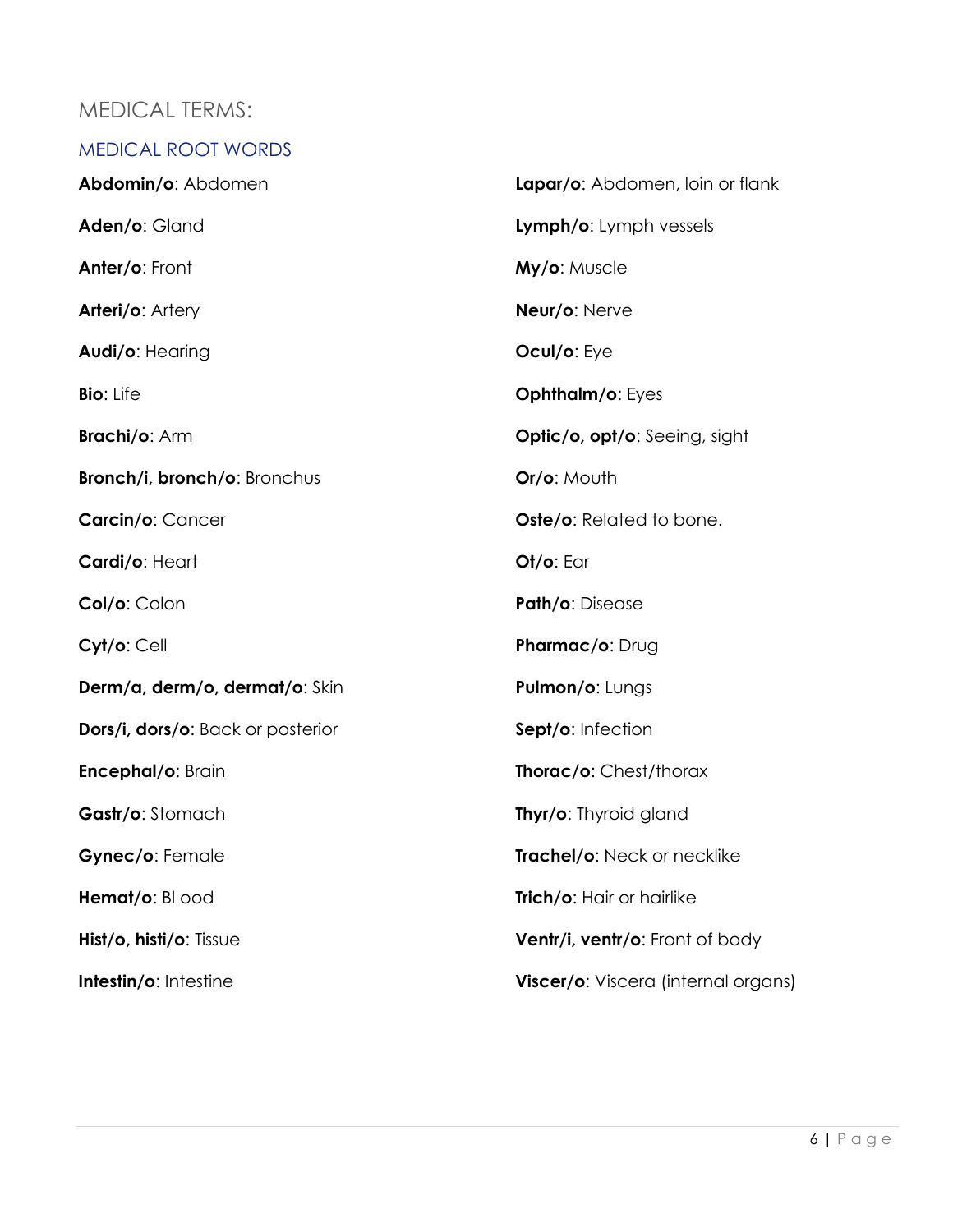# MEDICAL TERMS:

## MEDICAL ROOT WORDS

**Abdomin/o**: Abdomen

**Aden/o**: Gland

**Anter/o**: Front

**Arteri/o**: Artery

**Audi/o**: Hearing

**Bio**: Life

**Brachi/o**: Arm

**Bronch/i, bronch/o**: Bronchus

**Carcin/o**: Cancer

**Cardi/o**: Heart

**Col/o**: Colon

**Cyt/o**: Cell

**Derm/a, derm/o, dermat/o**: Skin

**Dors/i, dors/o**: Back or posterior

**Encephal/o**: Brain

**Gastr/o**: Stomach

**Gynec/o**: Female

**Hemat/o**: Bl ood

**Hist/o, histi/o**: Tissue

**Intestin/o**: Intestine

**Lapar/o**: Abdomen, loin or flank

**Lymph/o**: Lymph vessels

**My/o**: Muscle

**Neur/o**: Nerve

**Ocul/o**: Eye

**Ophthalm/o**: Eyes

**Optic/o, opt/o**: Seeing, sight

**Or/o**: Mouth

**Oste/o**: Related to bone.

**Ot/o**: Ear

**Path/o**: Disease

**Pharmac/o**: Drug

**Pulmon/o**: Lungs

**Sept/o**: Infection

**Thorac/o**: Chest/thorax

**Thyr/o**: Thyroid gland

**Trachel/o**: Neck or necklike

**Trich/o**: Hair or hairlike

**Ventr/i, ventr/o**: Front of body

**Viscer/o**: Viscera (internal organs)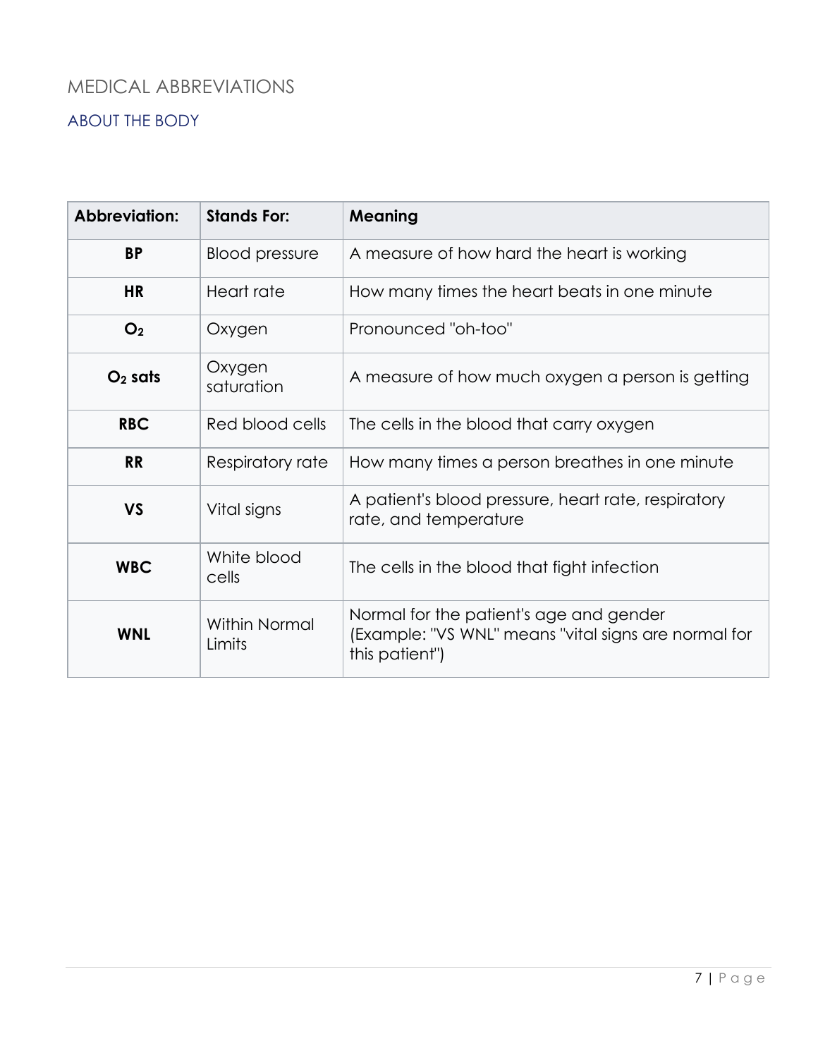# MEDICAL ABBREVIATIONS

## ABOUT THE BODY

| Abbreviation: | Stands For: | Meaning |
|---|---|---|
| **BP** | Blood pressure | A measure of how hard the heart is working |
| **HR** | Heart rate | How many times the heart beats in one minute |
| **$O_2$** | Oxygen | Pronounced "oh-too" |
| **$O_2$ sats** | Oxygen saturation | A measure of how much oxygen a person is getting |
| **RBC** | Red blood cells | The cells in the blood that carry oxygen |
| **RR** | Respiratory rate | How many times a person breathes in one minute |
| **VS** | Vital signs | A patient's blood pressure, heart rate, respiratory rate, and temperature |
| **WBC** | White blood cells | The cells in the blood that fight infection |
| **WNL** | Within Normal Limits | Normal for the patient's age and gender (Example: "VS WNL" means "vital signs are normal for this patient") |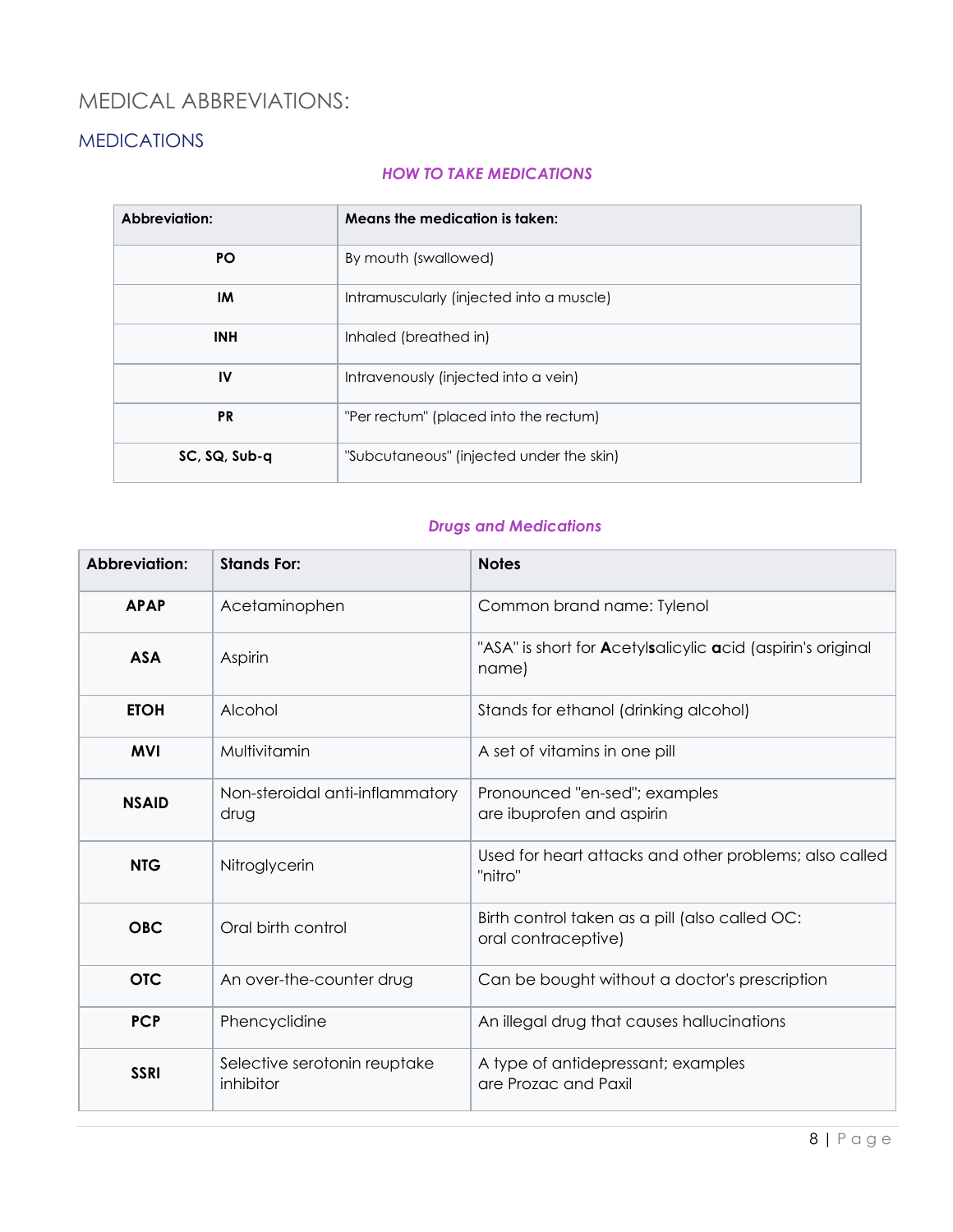# MEDICAL ABBREVIATIONS:

## MEDICATIONS

### *HOW TO TAKE MEDICATIONS*

| Abbreviation: | Means the medication is taken: |
|---|---|
| **PO** | By mouth (swallowed) |
| **IM** | Intramuscularly (injected into a muscle) |
| **INH** | Inhaled (breathed in) |
| **IV** | Intravenously (injected into a vein) |
| **PR** | "Per rectum" (placed into the rectum) |
| **SC, SQ, Sub-q** | "Subcutaneous" (injected under the skin) |

### *Drugs and Medications*

| Abbreviation: | Stands For: | Notes |
|---|---|---|
| **APAP** | Acetaminophen | Common brand name: Tylenol |
| **ASA** | Aspirin | "ASA" is short for **A**cetyl**s**alicylic **a**cid (aspirin's original name) |
| **ETOH** | Alcohol | Stands for ethanol (drinking alcohol) |
| **MVI** | Multivitamin | A set of vitamins in one pill |
| **NSAID** | Non-steroidal anti-inflammatory drug | Pronounced "en-sed"; examples are ibuprofen and aspirin |
| **NTG** | Nitroglycerin | Used for heart attacks and other problems; also called "nitro" |
| **OBC** | Oral birth control | Birth control taken as a pill (also called OC: oral contraceptive) |
| **OTC** | An over-the-counter drug | Can be bought without a doctor's prescription |
| **PCP** | Phencyclidine | An illegal drug that causes hallucinations |
| **SSRI** | Selective serotonin reuptake inhibitor | A type of antidepressant; examples are Prozac and Paxil |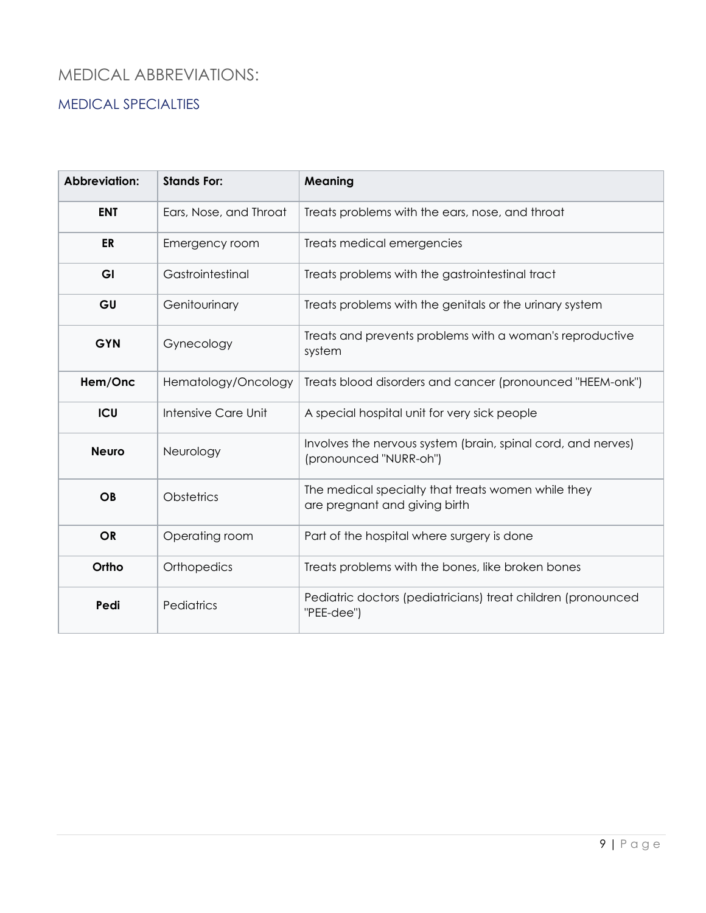# MEDICAL ABBREVIATIONS:

## MEDICAL SPECIALTIES

| Abbreviation: | Stands For: | Meaning |
| --- | --- | --- |
| **ENT** | Ears, Nose, and Throat | Treats problems with the ears, nose, and throat |
| **ER** | Emergency room | Treats medical emergencies |
| **GI** | Gastrointestinal | Treats problems with the gastrointestinal tract |
| **GU** | Genitourinary | Treats problems with the genitals or the urinary system |
| **GYN** | Gynecology | Treats and prevents problems with a woman's reproductive system |
| **Hem/Onc** | Hematology/Oncology | Treats blood disorders and cancer (pronounced "HEEM-onk") |
| **ICU** | Intensive Care Unit | A special hospital unit for very sick people |
| **Neuro** | Neurology | Involves the nervous system (brain, spinal cord, and nerves) (pronounced "NURR-oh") |
| **OB** | Obstetrics | The medical specialty that treats women while they are pregnant and giving birth |
| **OR** | Operating room | Part of the hospital where surgery is done |
| **Ortho** | Orthopedics | Treats problems with the bones, like broken bones |
| **Pedi** | Pediatrics | Pediatric doctors (pediatricians) treat children (pronounced "PEE-dee") |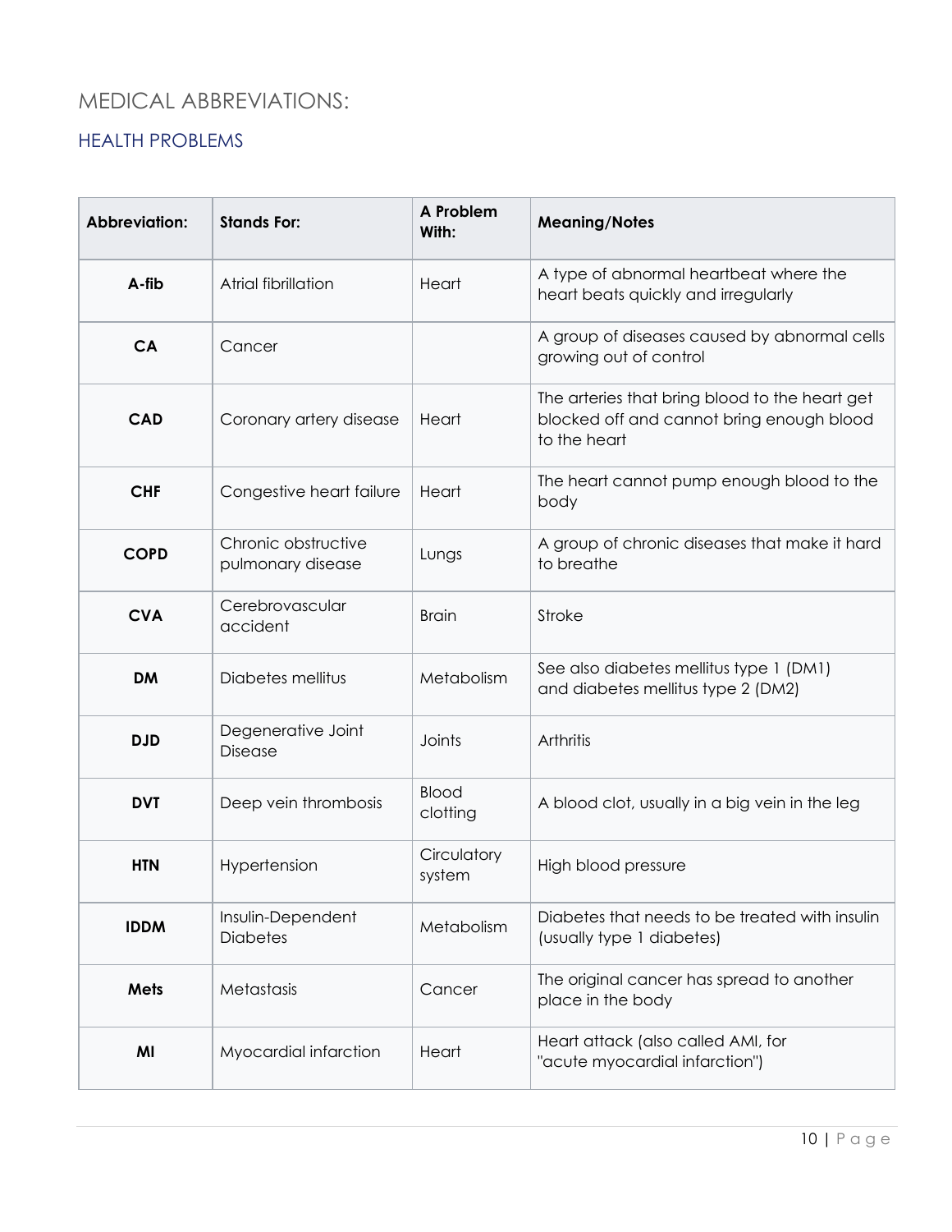# MEDICAL ABBREVIATIONS:

## HEALTH PROBLEMS

| Abbreviation: | Stands For: | A Problem With: | Meaning/Notes |
| --- | --- | --- | --- |
| **A-fib** | Atrial fibrillation | Heart | A type of abnormal heartbeat where the heart beats quickly and irregularly |
| **CA** | Cancer | | A group of diseases caused by abnormal cells growing out of control |
| **CAD** | Coronary artery disease | Heart | The arteries that bring blood to the heart get blocked off and cannot bring enough blood to the heart |
| **CHF** | Congestive heart failure | Heart | The heart cannot pump enough blood to the body |
| **COPD** | Chronic obstructive pulmonary disease | Lungs | A group of chronic diseases that make it hard to breathe |
| **CVA** | Cerebrovascular accident | Brain | Stroke |
| **DM** | Diabetes mellitus | Metabolism | See also diabetes mellitus type 1 (DM1) and diabetes mellitus type 2 (DM2) |
| **DJD** | Degenerative Joint Disease | Joints | Arthritis |
| **DVT** | Deep vein thrombosis | Blood clotting | A blood clot, usually in a big vein in the leg |
| **HTN** | Hypertension | Circulatory system | High blood pressure |
| **IDDM** | Insulin-Dependent Diabetes | Metabolism | Diabetes that needs to be treated with insulin (usually type 1 diabetes) |
| **Mets** | Metastasis | Cancer | The original cancer has spread to another place in the body |
| **MI** | Myocardial infarction | Heart | Heart attack (also called AMI, for "acute myocardial infarction") |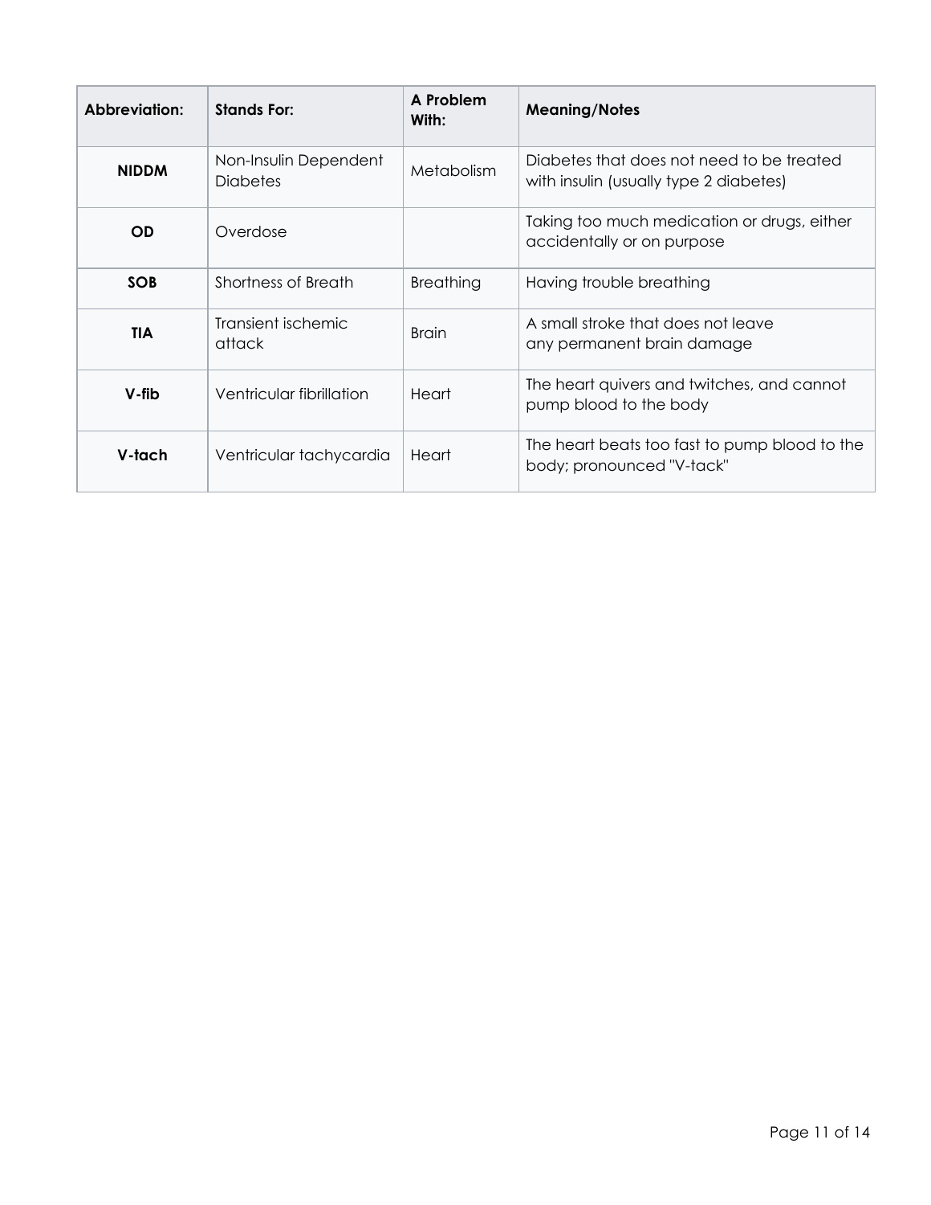| Abbreviation: | Stands For: | A Problem With: | Meaning/Notes |
|---|---|---|---|
| **NIDDM** | Non-Insulin Dependent Diabetes | Metabolism | Diabetes that does not need to be treated with insulin (usually type 2 diabetes) |
| **OD** | Overdose | | Taking too much medication or drugs, either accidentally or on purpose |
| **SOB** | Shortness of Breath | Breathing | Having trouble breathing |
| **TIA** | Transient ischemic attack | Brain | A small stroke that does not leave any permanent brain damage |
| **V-fib** | Ventricular fibrillation | Heart | The heart quivers and twitches, and cannot pump blood to the body |
| **V-tach** | Ventricular tachycardia | Heart | The heart beats too fast to pump blood to the body; pronounced "V-tack" |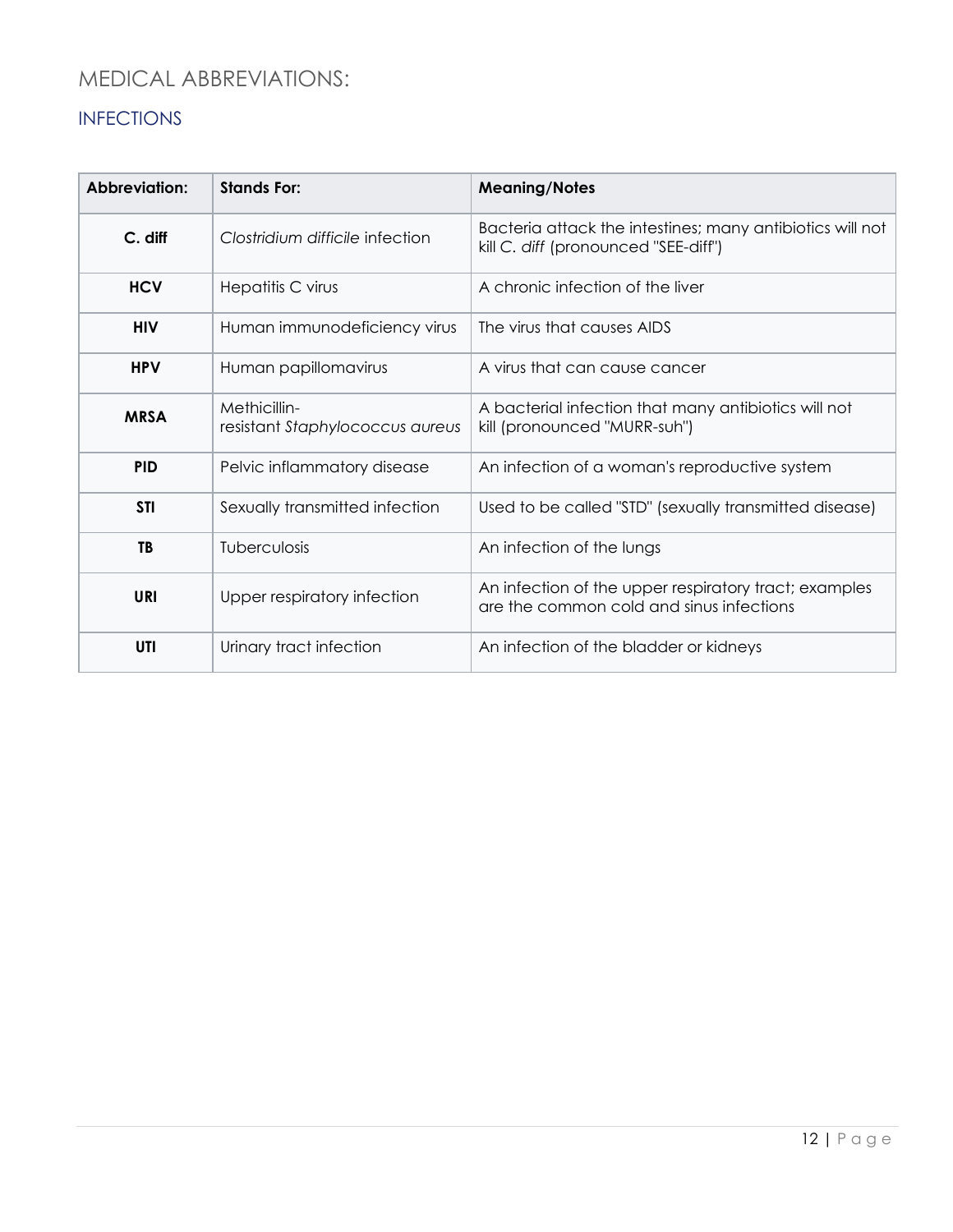# MEDICAL ABBREVIATIONS:

## INFECTIONS

| Abbreviation: | Stands For: | Meaning/Notes |
|---|---|---|
| **C. diff** | *Clostridium difficile* infection | Bacteria attack the intestines; many antibiotics will not kill *C. diff* (pronounced "SEE-diff") |
| **HCV** | Hepatitis C virus | A chronic infection of the liver |
| **HIV** | Human immunodeficiency virus | The virus that causes AIDS |
| **HPV** | Human papillomavirus | A virus that can cause cancer |
| **MRSA** | Methicillin-resistant *Staphylococcus aureus* | A bacterial infection that many antibiotics will not kill (pronounced "MURR-suh") |
| **PID** | Pelvic inflammatory disease | An infection of a woman's reproductive system |
| **STI** | Sexually transmitted infection | Used to be called "STD" (sexually transmitted disease) |
| **TB** | Tuberculosis | An infection of the lungs |
| **URI** | Upper respiratory infection | An infection of the upper respiratory tract; examples are the common cold and sinus infections |
| **UTI** | Urinary tract infection | An infection of the bladder or kidneys |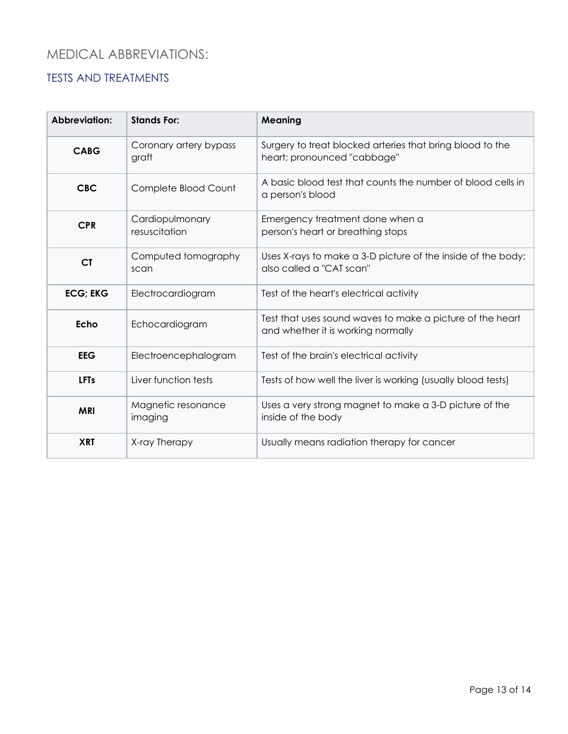# MEDICAL ABBREVIATIONS:

## TESTS AND TREATMENTS

| Abbreviation: | Stands For: | Meaning |
|---|---|---|
| **CABG** | Coronary artery bypass graft | Surgery to treat blocked arteries that bring blood to the heart; pronounced "cabbage" |
| **CBC** | Complete Blood Count | A basic blood test that counts the number of blood cells in a person's blood |
| **CPR** | Cardiopulmonary resuscitation | Emergency treatment done when a person's heart or breathing stops |
| **CT** | Computed tomography scan | Uses X-rays to make a 3-D picture of the inside of the body; also called a "CAT scan" |
| **ECG; EKG** | Electrocardiogram | Test of the heart's electrical activity |
| **Echo** | Echocardiogram | Test that uses sound waves to make a picture of the heart and whether it is working normally |
| **EEG** | Electroencephalogram | Test of the brain's electrical activity |
| **LFTs** | Liver function tests | Tests of how well the liver is working (usually blood tests) |
| **MRI** | Magnetic resonance imaging | Uses a very strong magnet to make a 3-D picture of the inside of the body |
| **XRT** | X-ray Therapy | Usually means radiation therapy for cancer |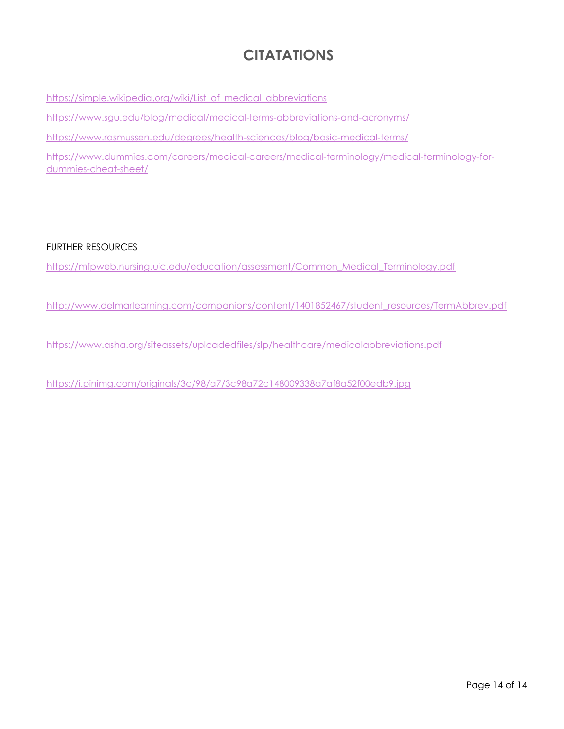# CITATATIONS

https://simple.wikipedia.org/wiki/List_of_medical_abbreviations

https://www.sgu.edu/blog/medical/medical-terms-abbreviations-and-acronyms/

https://www.rasmussen.edu/degrees/health-sciences/blog/basic-medical-terms/

https://www.dummies.com/careers/medical-careers/medical-terminology/medical-terminology-for-dummies-cheat-sheet/

FURTHER RESOURCES

https://mfpweb.nursing.uic.edu/education/assessment/Common_Medical_Terminology.pdf

http://www.delmarlearning.com/companions/content/1401852467/student_resources/TermAbbrev.pdf

https://www.asha.org/siteassets/uploadedfiles/slp/healthcare/medicalabbreviations.pdf

https://i.pinimg.com/originals/3c/98/a7/3c98a72c148009338a7af8a52f00edb9.jpg